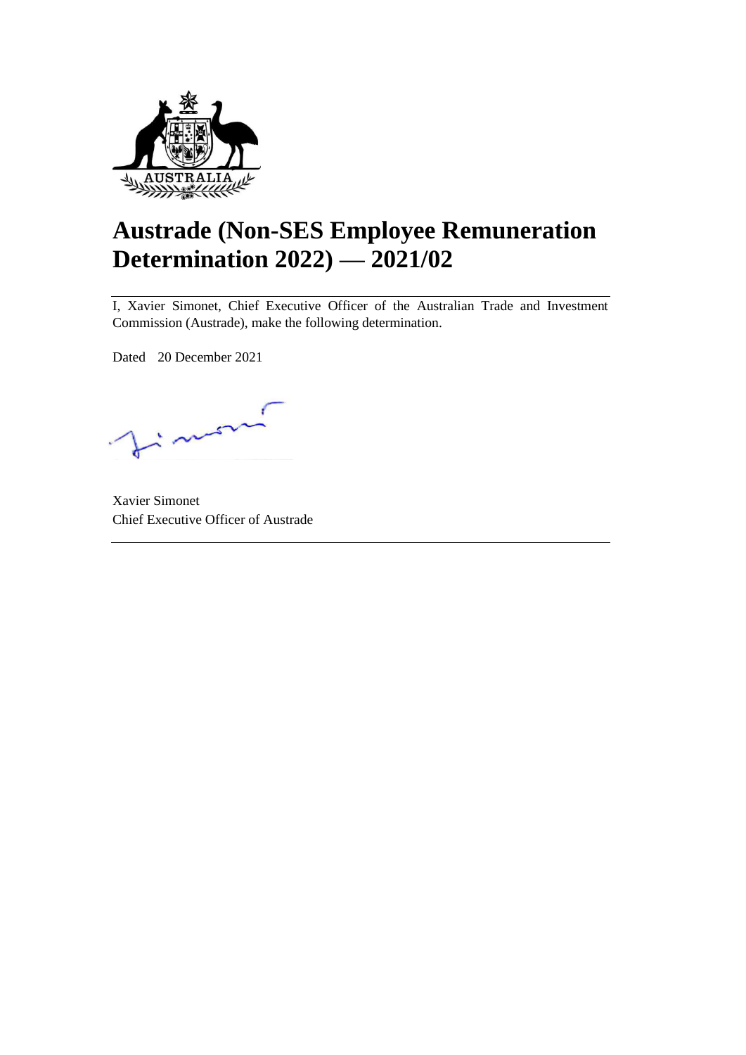# Austrade (Non-SES Employee Remuneration Determination 2022) — 2021/02

I, Xavier Simonet, Chief Executive Officer of the Australian Trade and Investment Commission (Austrade), make the following determination.

Dated 20 December 2021

Xavier Simonet
Chief Executive Officer of Austrade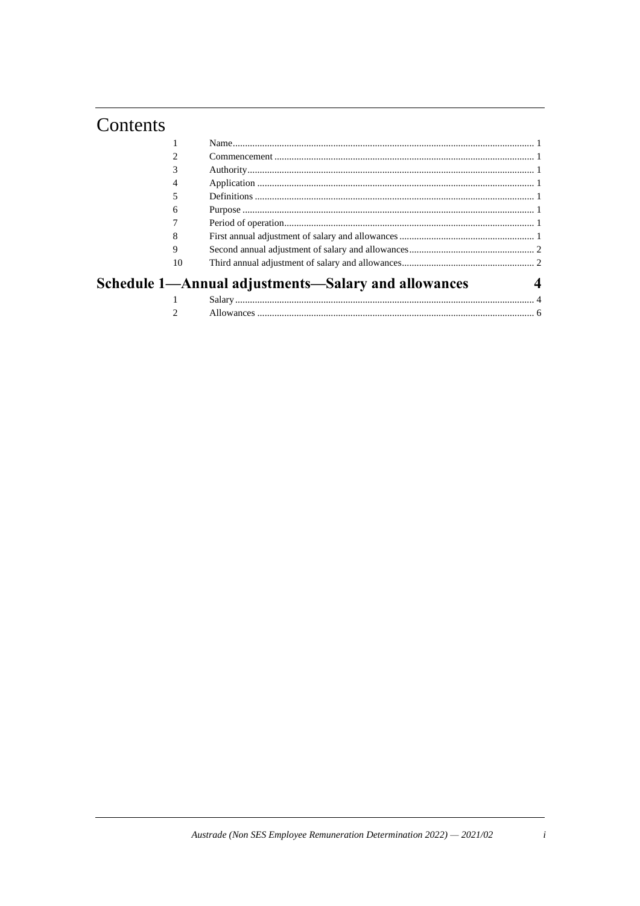# Contents

| | | |
|---|---|---|
| 1 | Name | 1 |
| 2 | Commencement | 1 |
| 3 | Authority | 1 |
| 4 | Application | 1 |
| 5 | Definitions | 1 |
| 6 | Purpose | 1 |
| 7 | Period of operation | 1 |
| 8 | First annual adjustment of salary and allowances | 1 |
| 9 | Second annual adjustment of salary and allowances | 2 |
| 10 | Third annual adjustment of salary and allowances | 2 |

## Schedule 1—Annual adjustments—Salary and allowances 4

| | | |
|---|---|---|
| 1 | Salary | 4 |
| 2 | Allowances | 6 |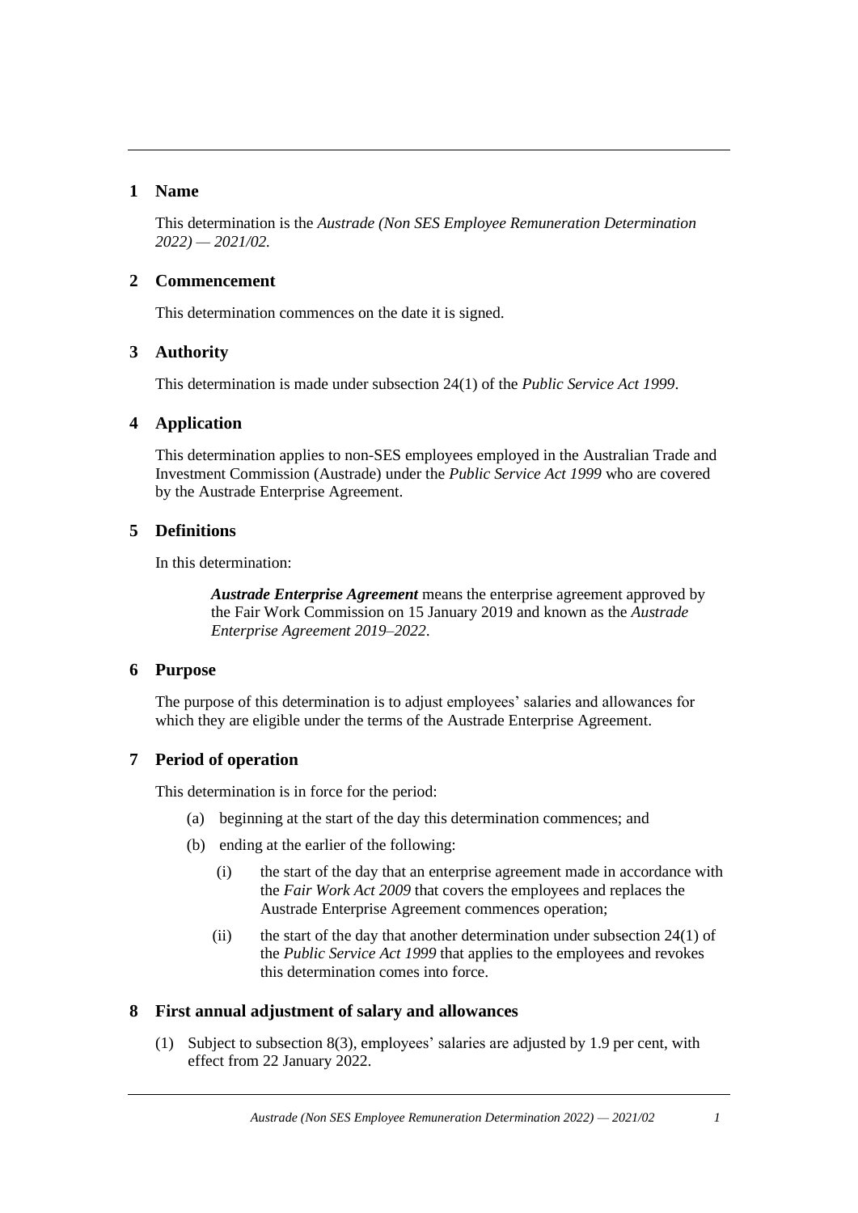## 1 Name

This determination is the *Austrade (Non SES Employee Remuneration Determination 2022) — 2021/02.*

## 2 Commencement

This determination commences on the date it is signed.

## 3 Authority

This determination is made under subsection 24(1) of the *Public Service Act 1999*.

## 4 Application

This determination applies to non-SES employees employed in the Australian Trade and Investment Commission (Austrade) under the *Public Service Act 1999* who are covered by the Austrade Enterprise Agreement.

## 5 Definitions

In this determination:

> ***Austrade Enterprise Agreement*** means the enterprise agreement approved by the Fair Work Commission on 15 January 2019 and known as the *Austrade Enterprise Agreement 2019–2022*.

## 6 Purpose

The purpose of this determination is to adjust employees' salaries and allowances for which they are eligible under the terms of the Austrade Enterprise Agreement.

## 7 Period of operation

This determination is in force for the period:

(a) beginning at the start of the day this determination commences; and

(b) ending at the earlier of the following:

  (i) the start of the day that an enterprise agreement made in accordance with the *Fair Work Act 2009* that covers the employees and replaces the Austrade Enterprise Agreement commences operation;

  (ii) the start of the day that another determination under subsection 24(1) of the *Public Service Act 1999* that applies to the employees and revokes this determination comes into force.

## 8 First annual adjustment of salary and allowances

(1) Subject to subsection 8(3), employees' salaries are adjusted by 1.9 per cent, with effect from 22 January 2022.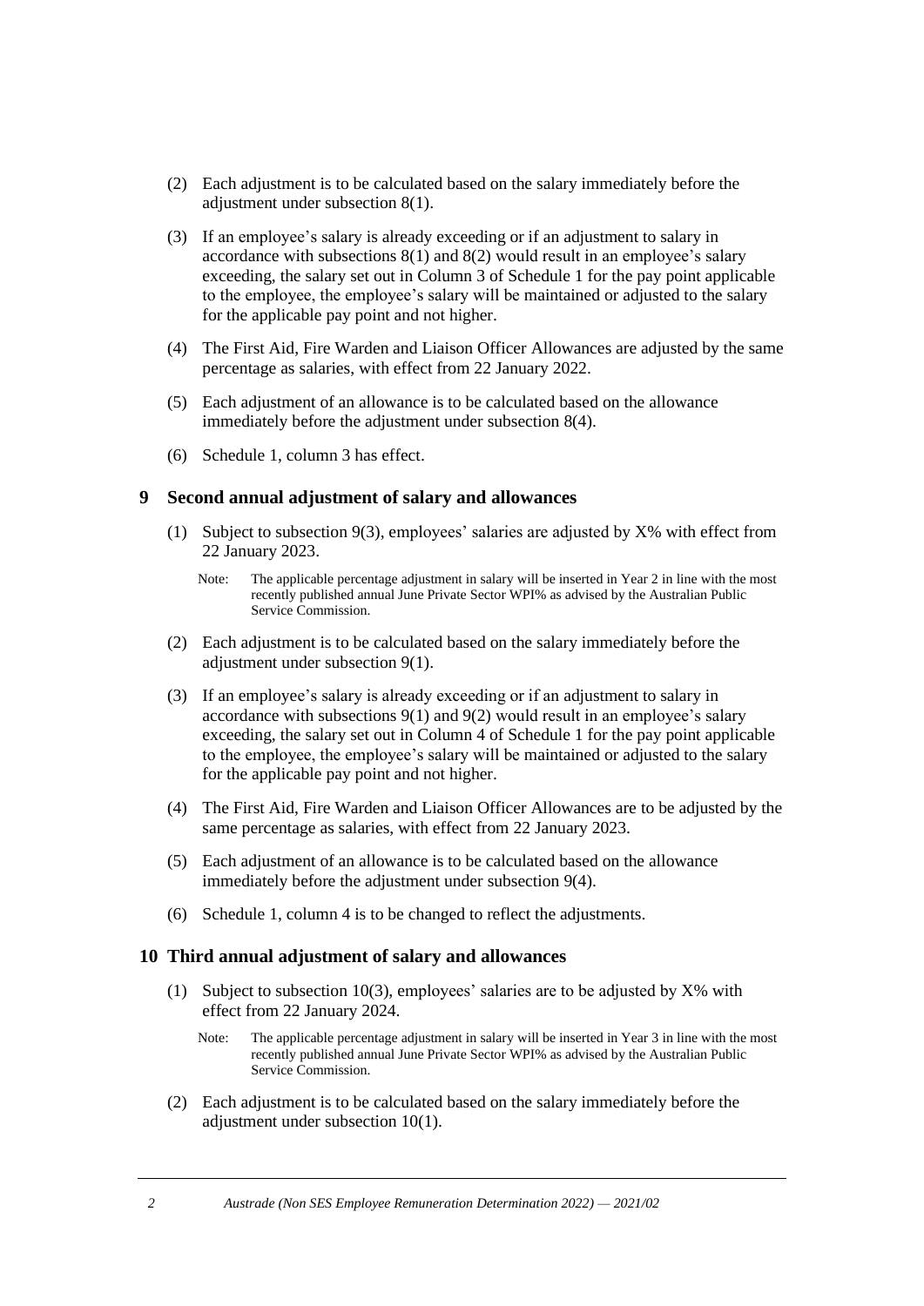(2) Each adjustment is to be calculated based on the salary immediately before the adjustment under subsection 8(1).

(3) If an employee's salary is already exceeding or if an adjustment to salary in accordance with subsections 8(1) and 8(2) would result in an employee's salary exceeding, the salary set out in Column 3 of Schedule 1 for the pay point applicable to the employee, the employee's salary will be maintained or adjusted to the salary for the applicable pay point and not higher.

(4) The First Aid, Fire Warden and Liaison Officer Allowances are adjusted by the same percentage as salaries, with effect from 22 January 2022.

(5) Each adjustment of an allowance is to be calculated based on the allowance immediately before the adjustment under subsection 8(4).

(6) Schedule 1, column 3 has effect.

## 9 Second annual adjustment of salary and allowances

(1) Subject to subsection 9(3), employees' salaries are adjusted by X% with effect from 22 January 2023.

Note: The applicable percentage adjustment in salary will be inserted in Year 2 in line with the most recently published annual June Private Sector WPI% as advised by the Australian Public Service Commission.

(2) Each adjustment is to be calculated based on the salary immediately before the adjustment under subsection 9(1).

(3) If an employee's salary is already exceeding or if an adjustment to salary in accordance with subsections 9(1) and 9(2) would result in an employee's salary exceeding, the salary set out in Column 4 of Schedule 1 for the pay point applicable to the employee, the employee's salary will be maintained or adjusted to the salary for the applicable pay point and not higher.

(4) The First Aid, Fire Warden and Liaison Officer Allowances are to be adjusted by the same percentage as salaries, with effect from 22 January 2023.

(5) Each adjustment of an allowance is to be calculated based on the allowance immediately before the adjustment under subsection 9(4).

(6) Schedule 1, column 4 is to be changed to reflect the adjustments.

## 10 Third annual adjustment of salary and allowances

(1) Subject to subsection 10(3), employees' salaries are to be adjusted by X% with effect from 22 January 2024.

Note: The applicable percentage adjustment in salary will be inserted in Year 3 in line with the most recently published annual June Private Sector WPI% as advised by the Australian Public Service Commission.

(2) Each adjustment is to be calculated based on the salary immediately before the adjustment under subsection 10(1).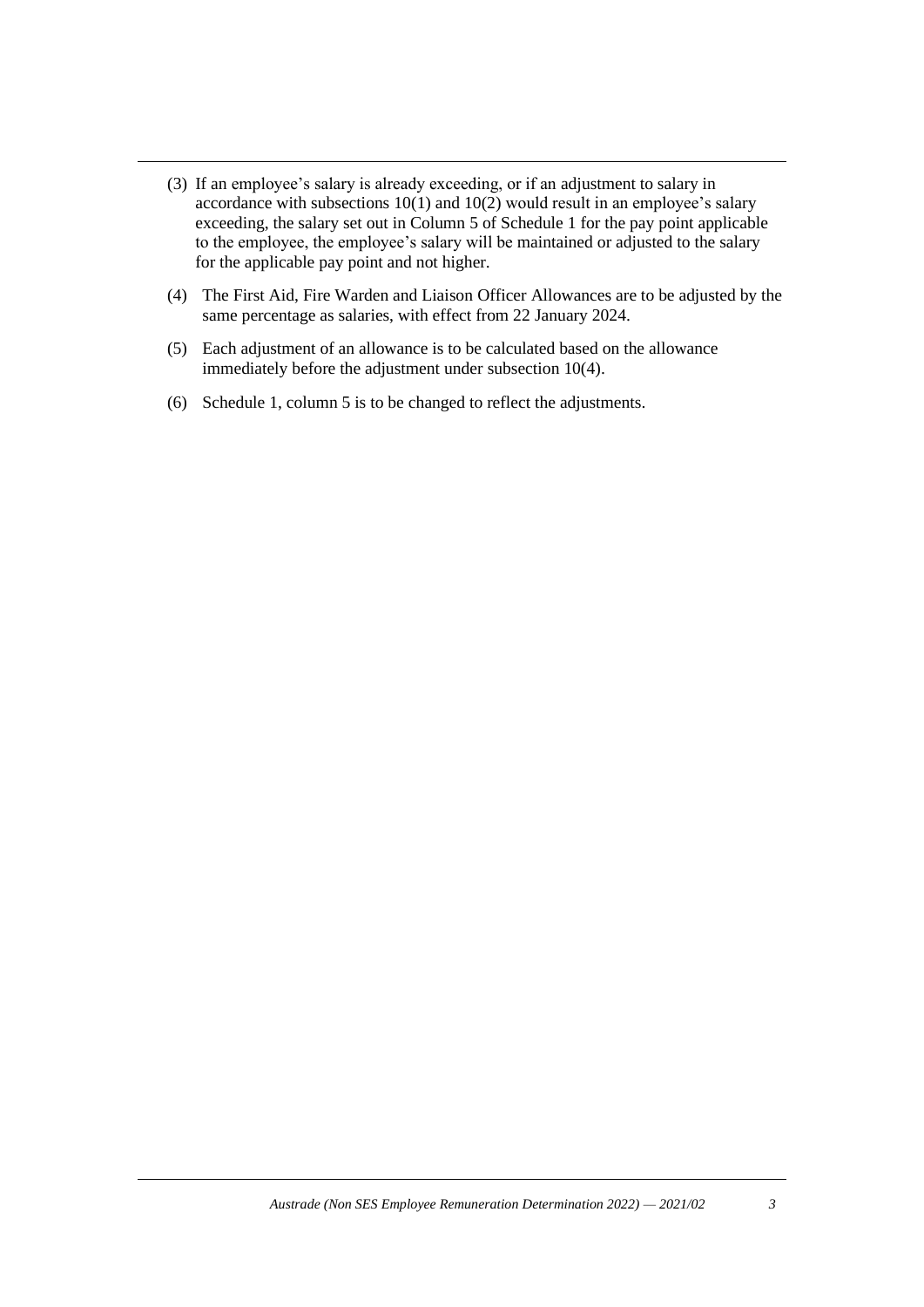(3) If an employee's salary is already exceeding, or if an adjustment to salary in accordance with subsections 10(1) and 10(2) would result in an employee's salary exceeding, the salary set out in Column 5 of Schedule 1 for the pay point applicable to the employee, the employee's salary will be maintained or adjusted to the salary for the applicable pay point and not higher.

(4) The First Aid, Fire Warden and Liaison Officer Allowances are to be adjusted by the same percentage as salaries, with effect from 22 January 2024.

(5) Each adjustment of an allowance is to be calculated based on the allowance immediately before the adjustment under subsection 10(4).

(6) Schedule 1, column 5 is to be changed to reflect the adjustments.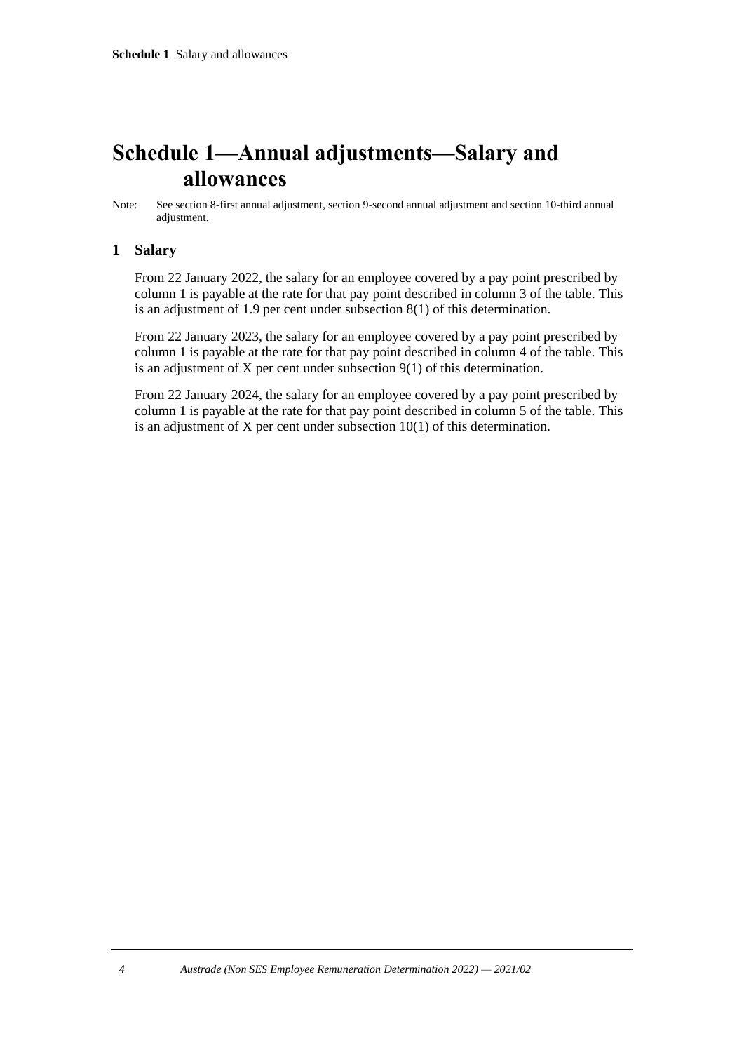# Schedule 1—Annual adjustments—Salary and allowances

Note: See section 8-first annual adjustment, section 9-second annual adjustment and section 10-third annual adjustment.

## 1 Salary

From 22 January 2022, the salary for an employee covered by a pay point prescribed by column 1 is payable at the rate for that pay point described in column 3 of the table. This is an adjustment of 1.9 per cent under subsection 8(1) of this determination.

From 22 January 2023, the salary for an employee covered by a pay point prescribed by column 1 is payable at the rate for that pay point described in column 4 of the table. This is an adjustment of X per cent under subsection 9(1) of this determination.

From 22 January 2024, the salary for an employee covered by a pay point prescribed by column 1 is payable at the rate for that pay point described in column 5 of the table. This is an adjustment of X per cent under subsection 10(1) of this determination.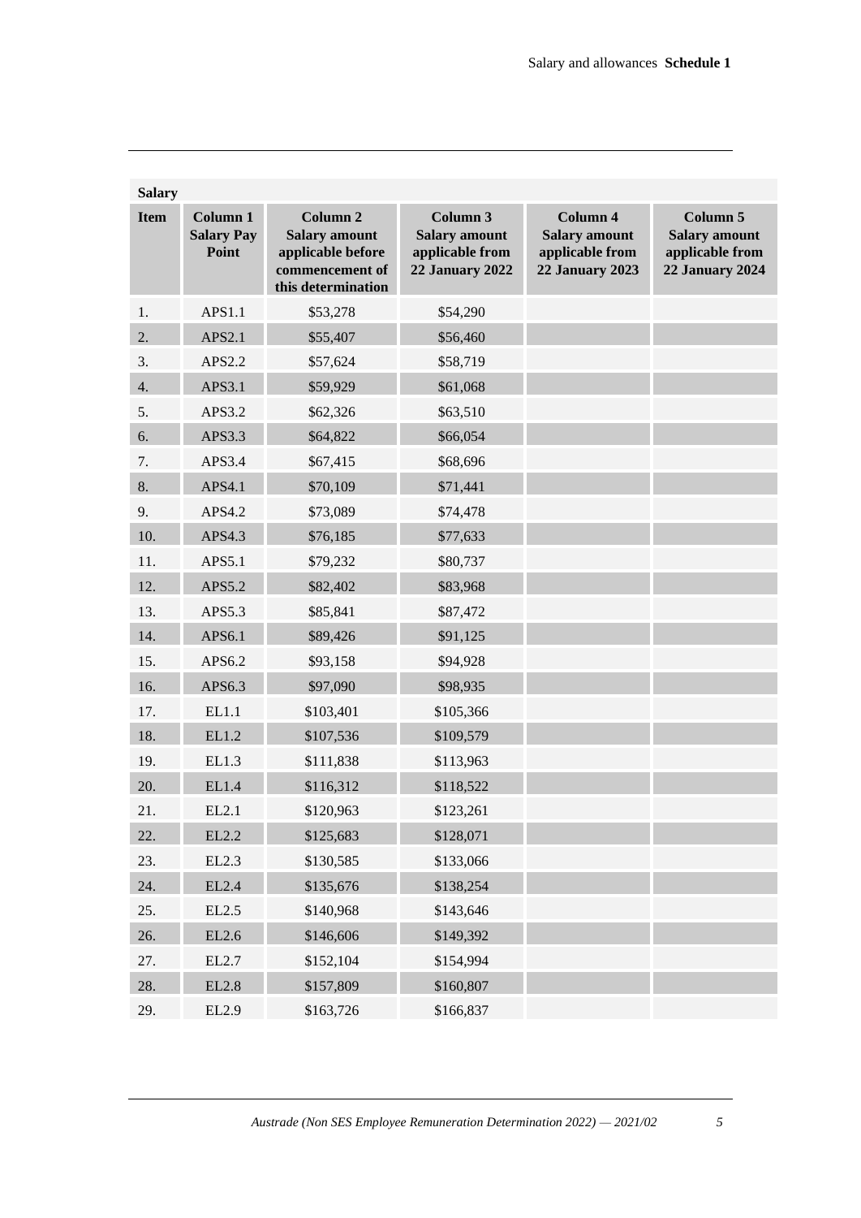**Salary**

| Item | Column 1 Salary Pay Point | Column 2 Salary amount applicable before commencement of this determination | Column 3 Salary amount applicable from 22 January 2022 | Column 4 Salary amount applicable from 22 January 2023 | Column 5 Salary amount applicable from 22 January 2024 |
|---|---|---|---|---|---|
| 1. | APS1.1 | $53,278 | $54,290 | | |
| 2. | APS2.1 | $55,407 | $56,460 | | |
| 3. | APS2.2 | $57,624 | $58,719 | | |
| 4. | APS3.1 | $59,929 | $61,068 | | |
| 5. | APS3.2 | $62,326 | $63,510 | | |
| 6. | APS3.3 | $64,822 | $66,054 | | |
| 7. | APS3.4 | $67,415 | $68,696 | | |
| 8. | APS4.1 | $70,109 | $71,441 | | |
| 9. | APS4.2 | $73,089 | $74,478 | | |
| 10. | APS4.3 | $76,185 | $77,633 | | |
| 11. | APS5.1 | $79,232 | $80,737 | | |
| 12. | APS5.2 | $82,402 | $83,968 | | |
| 13. | APS5.3 | $85,841 | $87,472 | | |
| 14. | APS6.1 | $89,426 | $91,125 | | |
| 15. | APS6.2 | $93,158 | $94,928 | | |
| 16. | APS6.3 | $97,090 | $98,935 | | |
| 17. | EL1.1 | $103,401 | $105,366 | | |
| 18. | EL1.2 | $107,536 | $109,579 | | |
| 19. | EL1.3 | $111,838 | $113,963 | | |
| 20. | EL1.4 | $116,312 | $118,522 | | |
| 21. | EL2.1 | $120,963 | $123,261 | | |
| 22. | EL2.2 | $125,683 | $128,071 | | |
| 23. | EL2.3 | $130,585 | $133,066 | | |
| 24. | EL2.4 | $135,676 | $138,254 | | |
| 25. | EL2.5 | $140,968 | $143,646 | | |
| 26. | EL2.6 | $146,606 | $149,392 | | |
| 27. | EL2.7 | $152,104 | $154,994 | | |
| 28. | EL2.8 | $157,809 | $160,807 | | |
| 29. | EL2.9 | $163,726 | $166,837 | | |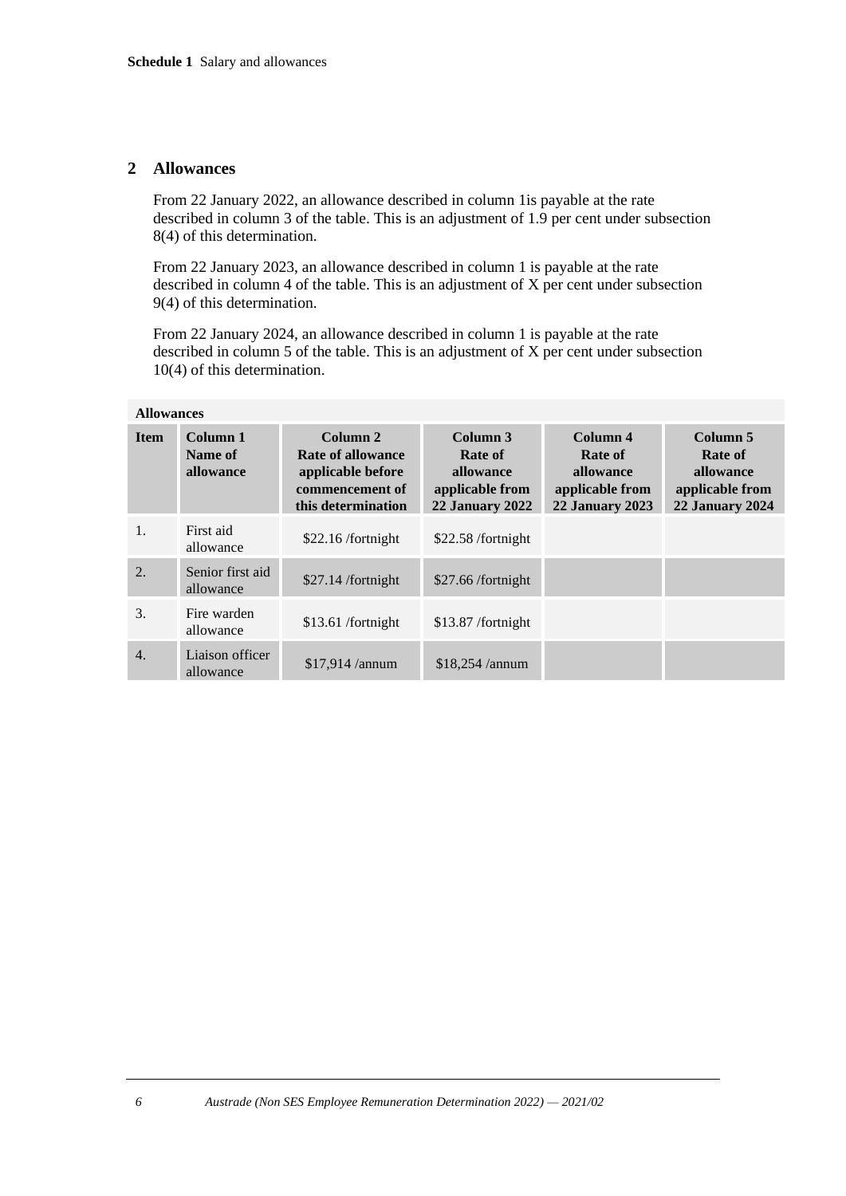## 2 Allowances

From 22 January 2022, an allowance described in column 1is payable at the rate described in column 3 of the table. This is an adjustment of 1.9 per cent under subsection 8(4) of this determination.

From 22 January 2023, an allowance described in column 1 is payable at the rate described in column 4 of the table. This is an adjustment of X per cent under subsection 9(4) of this determination.

From 22 January 2024, an allowance described in column 1 is payable at the rate described in column 5 of the table. This is an adjustment of X per cent under subsection 10(4) of this determination.

**Allowances**

| Item | Column 1 Name of allowance | Column 2 Rate of allowance applicable before commencement of this determination | Column 3 Rate of allowance applicable from 22 January 2022 | Column 4 Rate of allowance applicable from 22 January 2023 | Column 5 Rate of allowance applicable from 22 January 2024 |
|---|---|---|---|---|---|
| 1. | First aid allowance | $22.16 /fortnight | $22.58 /fortnight | | |
| 2. | Senior first aid allowance | $27.14 /fortnight | $27.66 /fortnight | | |
| 3. | Fire warden allowance | $13.61 /fortnight | $13.87 /fortnight | | |
| 4. | Liaison officer allowance | $17,914 /annum | $18,254 /annum | | |